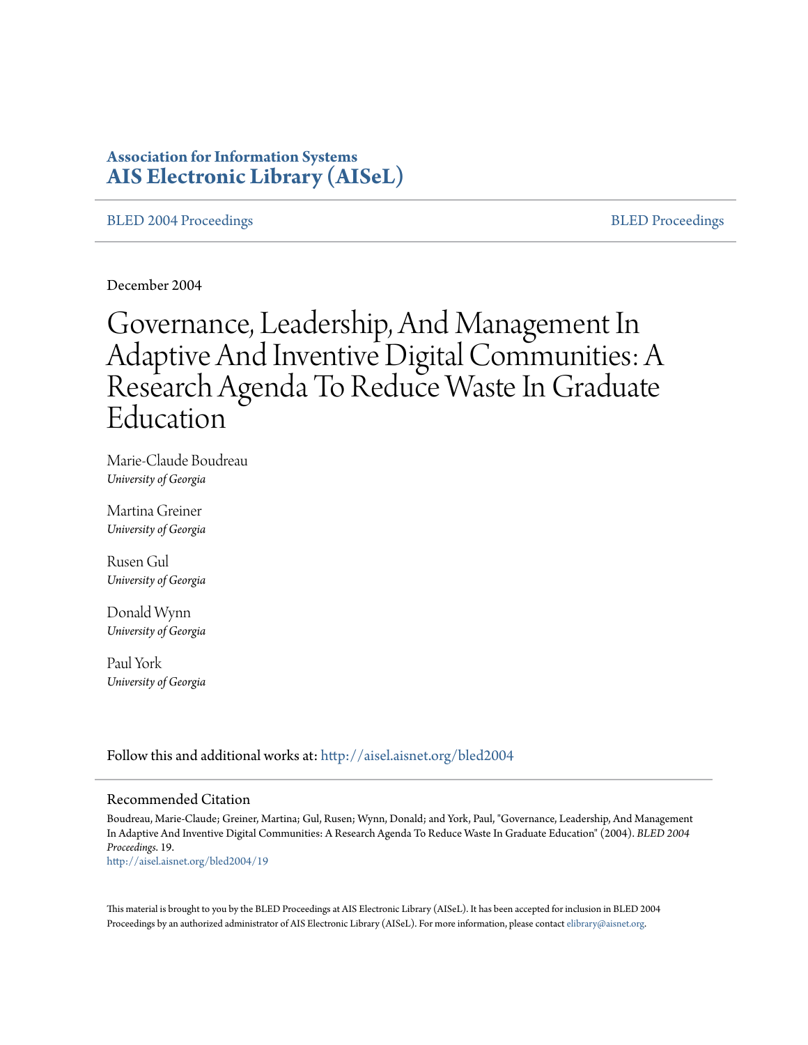**Association for Information Systems**
**AIS Electronic Library (AISeL)**

BLED 2004 Proceedings | BLED Proceedings

December 2004

# Governance, Leadership, And Management In Adaptive And Inventive Digital Communities: A Research Agenda To Reduce Waste In Graduate Education

Marie-Claude Boudreau
*University of Georgia*

Martina Greiner
*University of Georgia*

Rusen Gul
*University of Georgia*

Donald Wynn
*University of Georgia*

Paul York
*University of Georgia*

Follow this and additional works at: http://aisel.aisnet.org/bled2004

## Recommended Citation

Boudreau, Marie-Claude; Greiner, Martina; Gul, Rusen; Wynn, Donald; and York, Paul, "Governance, Leadership, And Management In Adaptive And Inventive Digital Communities: A Research Agenda To Reduce Waste In Graduate Education" (2004). *BLED 2004 Proceedings*. 19.
http://aisel.aisnet.org/bled2004/19

This material is brought to you by the BLED Proceedings at AIS Electronic Library (AISeL). It has been accepted for inclusion in BLED 2004 Proceedings by an authorized administrator of AIS Electronic Library (AISeL). For more information, please contact elibrary@aisnet.org.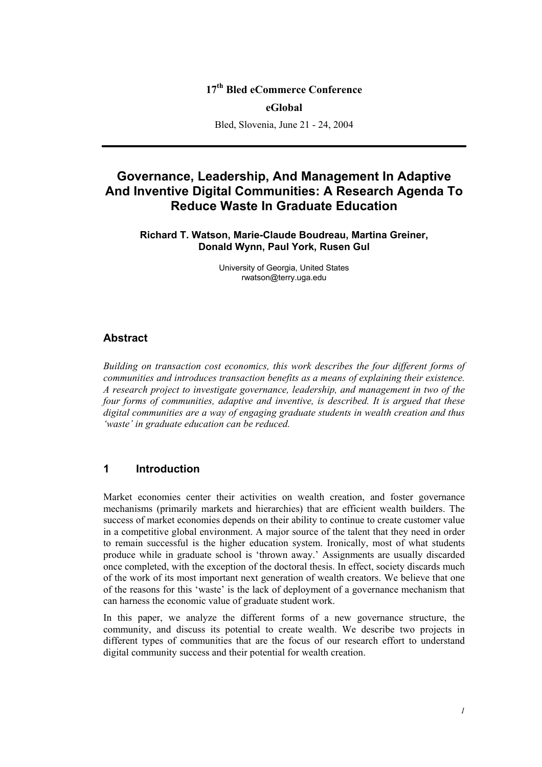17th Bled eCommerce Conference

**eGlobal**

Bled, Slovenia, June 21 - 24, 2004

# Governance, Leadership, And Management In Adaptive And Inventive Digital Communities: A Research Agenda To Reduce Waste In Graduate Education

**Richard T. Watson, Marie-Claude Boudreau, Martina Greiner, Donald Wynn, Paul York, Rusen Gul**

University of Georgia, United States
rwatson@terry.uga.edu

## Abstract

*Building on transaction cost economics, this work describes the four different forms of communities and introduces transaction benefits as a means of explaining their existence. A research project to investigate governance, leadership, and management in two of the four forms of communities, adaptive and inventive, is described. It is argued that these digital communities are a way of engaging graduate students in wealth creation and thus 'waste' in graduate education can be reduced.*

## 1 Introduction

Market economies center their activities on wealth creation, and foster governance mechanisms (primarily markets and hierarchies) that are efficient wealth builders. The success of market economies depends on their ability to continue to create customer value in a competitive global environment. A major source of the talent that they need in order to remain successful is the higher education system. Ironically, most of what students produce while in graduate school is 'thrown away.' Assignments are usually discarded once completed, with the exception of the doctoral thesis. In effect, society discards much of the work of its most important next generation of wealth creators. We believe that one of the reasons for this 'waste' is the lack of deployment of a governance mechanism that can harness the economic value of graduate student work.

In this paper, we analyze the different forms of a new governance structure, the community, and discuss its potential to create wealth. We describe two projects in different types of communities that are the focus of our research effort to understand digital community success and their potential for wealth creation.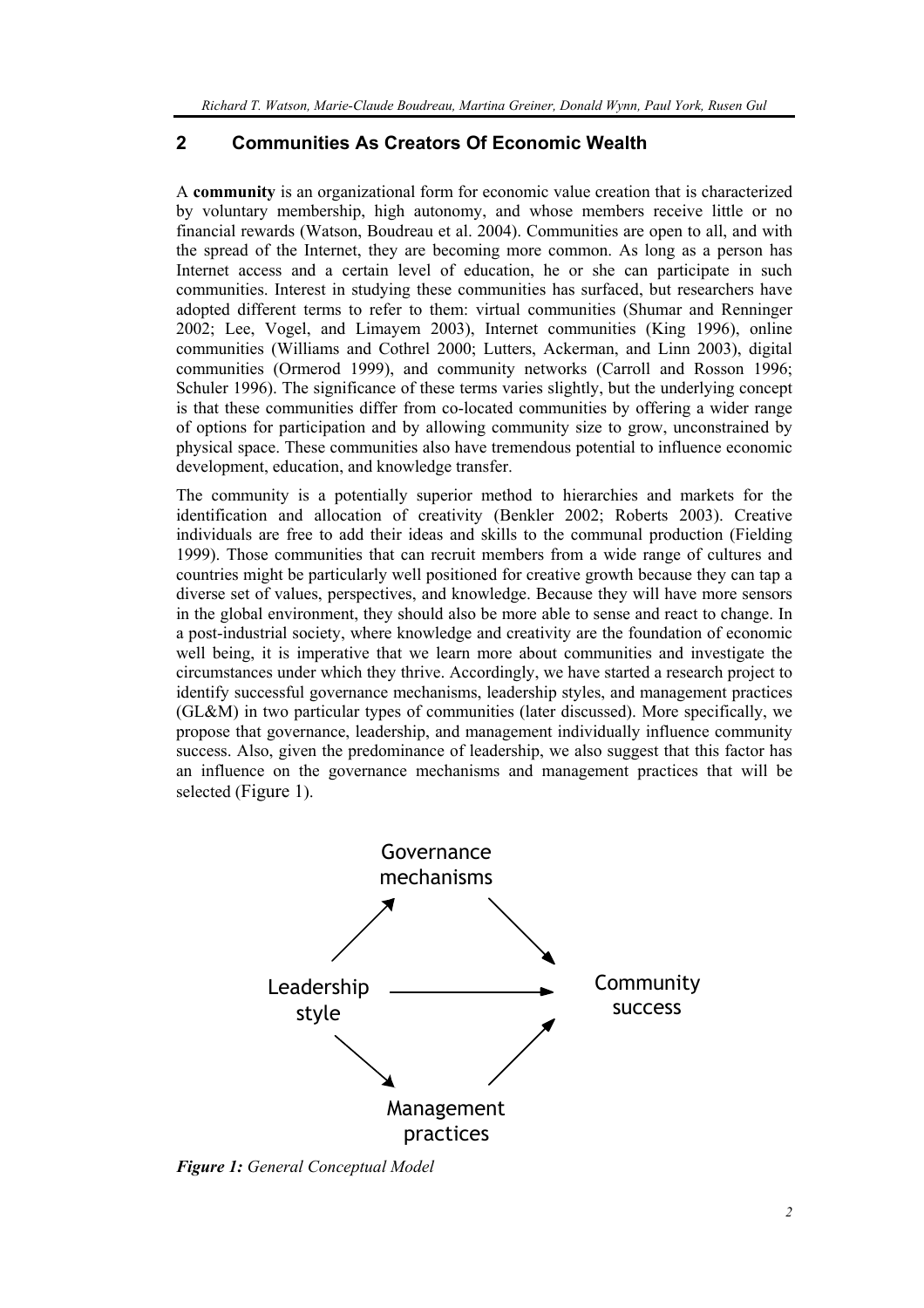## 2 Communities As Creators Of Economic Wealth

A **community** is an organizational form for economic value creation that is characterized by voluntary membership, high autonomy, and whose members receive little or no financial rewards (Watson, Boudreau et al. 2004). Communities are open to all, and with the spread of the Internet, they are becoming more common. As long as a person has Internet access and a certain level of education, he or she can participate in such communities. Interest in studying these communities has surfaced, but researchers have adopted different terms to refer to them: virtual communities (Shumar and Renninger 2002; Lee, Vogel, and Limayem 2003), Internet communities (King 1996), online communities (Williams and Cothrel 2000; Lutters, Ackerman, and Linn 2003), digital communities (Ormerod 1999), and community networks (Carroll and Rosson 1996; Schuler 1996). The significance of these terms varies slightly, but the underlying concept is that these communities differ from co-located communities by offering a wider range of options for participation and by allowing community size to grow, unconstrained by physical space. These communities also have tremendous potential to influence economic development, education, and knowledge transfer.

The community is a potentially superior method to hierarchies and markets for the identification and allocation of creativity (Benkler 2002; Roberts 2003). Creative individuals are free to add their ideas and skills to the communal production (Fielding 1999). Those communities that can recruit members from a wide range of cultures and countries might be particularly well positioned for creative growth because they can tap a diverse set of values, perspectives, and knowledge. Because they will have more sensors in the global environment, they should also be more able to sense and react to change. In a post-industrial society, where knowledge and creativity are the foundation of economic well being, it is imperative that we learn more about communities and investigate the circumstances under which they thrive. Accordingly, we have started a research project to identify successful governance mechanisms, leadership styles, and management practices (GL&M) in two particular types of communities (later discussed). More specifically, we propose that governance, leadership, and management individually influence community success. Also, given the predominance of leadership, we also suggest that this factor has an influence on the governance mechanisms and management practices that will be selected (Figure 1).

Governance mechanisms

Leadership style → Community success

Management practices

***Figure 1:*** *General Conceptual Model*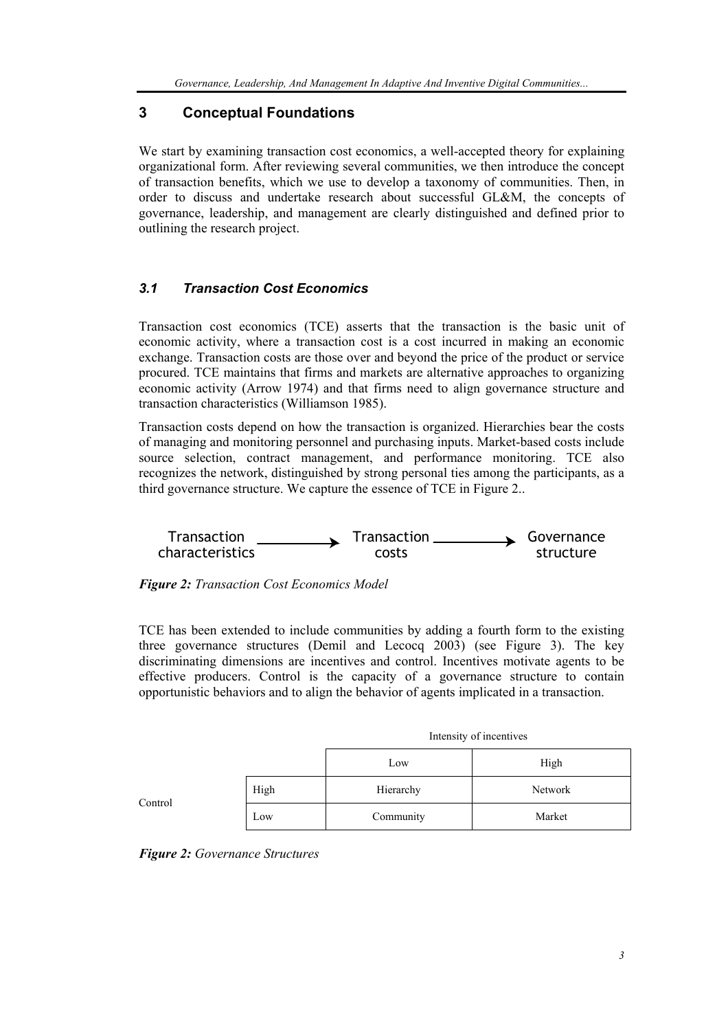## 3 Conceptual Foundations

We start by examining transaction cost economics, a well-accepted theory for explaining organizational form. After reviewing several communities, we then introduce the concept of transaction benefits, which we use to develop a taxonomy of communities. Then, in order to discuss and undertake research about successful GL&M, the concepts of governance, leadership, and management are clearly distinguished and defined prior to outlining the research project.

### *3.1 Transaction Cost Economics*

Transaction cost economics (TCE) asserts that the transaction is the basic unit of economic activity, where a transaction cost is a cost incurred in making an economic exchange. Transaction costs are those over and beyond the price of the product or service procured. TCE maintains that firms and markets are alternative approaches to organizing economic activity (Arrow 1974) and that firms need to align governance structure and transaction characteristics (Williamson 1985).

Transaction costs depend on how the transaction is organized. Hierarchies bear the costs of managing and monitoring personnel and purchasing inputs. Market-based costs include source selection, contract management, and performance monitoring. TCE also recognizes the network, distinguished by strong personal ties among the participants, as a third governance structure. We capture the essence of TCE in Figure 2..

Transaction characteristics → Transaction costs → Governance structure

***Figure 2:*** *Transaction Cost Economics Model*

TCE has been extended to include communities by adding a fourth form to the existing three governance structures (Demil and Lecocq 2003) (see Figure 3). The key discriminating dimensions are incentives and control. Incentives motivate agents to be effective producers. Control is the capacity of a governance structure to contain opportunistic behaviors and to align the behavior of agents implicated in a transaction.

| | | Intensity of incentives | |
|---|---|---|---|
| | | Low | High |
| Control | High | Hierarchy | Network |
| | Low | Community | Market |

***Figure 2:*** *Governance Structures*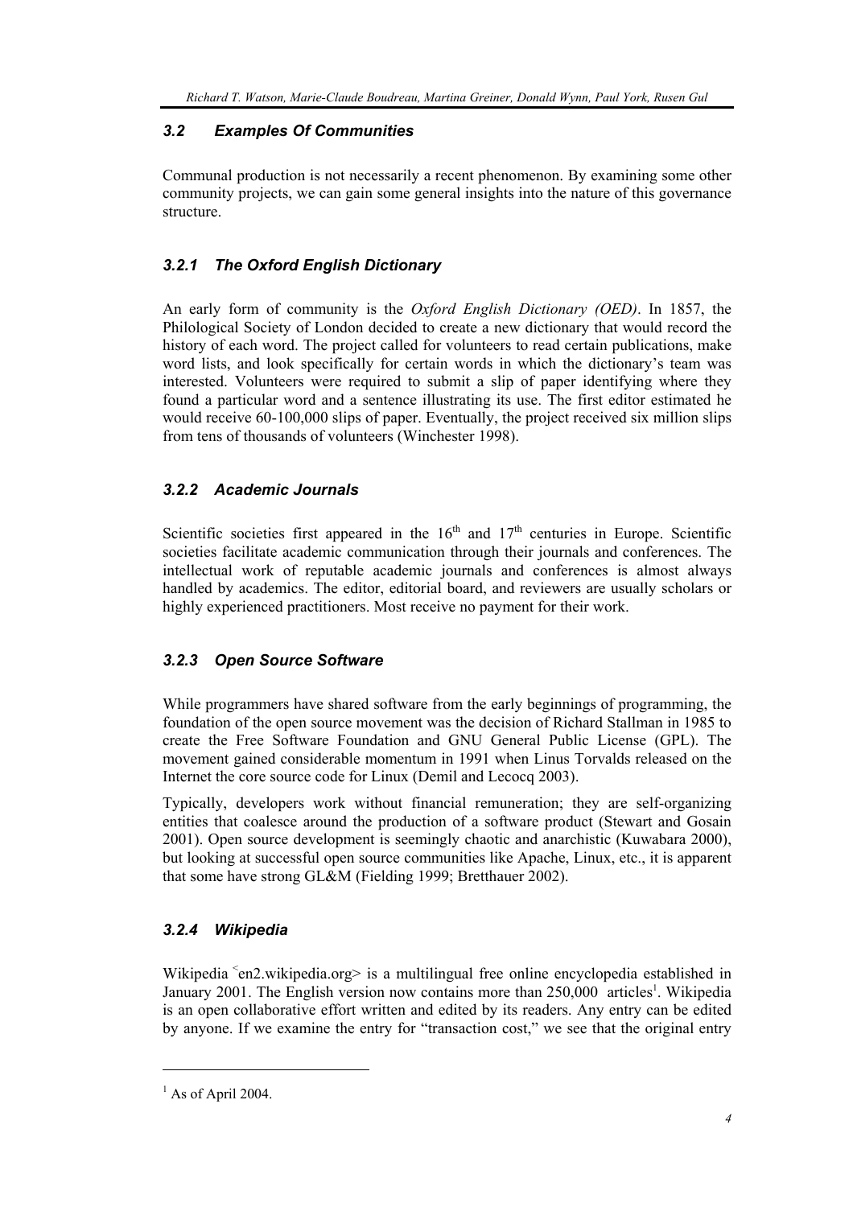### 3.2 Examples Of Communities

Communal production is not necessarily a recent phenomenon. By examining some other community projects, we can gain some general insights into the nature of this governance structure.

#### 3.2.1 The Oxford English Dictionary

An early form of community is the *Oxford English Dictionary (OED)*. In 1857, the Philological Society of London decided to create a new dictionary that would record the history of each word. The project called for volunteers to read certain publications, make word lists, and look specifically for certain words in which the dictionary's team was interested. Volunteers were required to submit a slip of paper identifying where they found a particular word and a sentence illustrating its use. The first editor estimated he would receive 60-100,000 slips of paper. Eventually, the project received six million slips from tens of thousands of volunteers (Winchester 1998).

#### 3.2.2 Academic Journals

Scientific societies first appeared in the 16th and 17th centuries in Europe. Scientific societies facilitate academic communication through their journals and conferences. The intellectual work of reputable academic journals and conferences is almost always handled by academics. The editor, editorial board, and reviewers are usually scholars or highly experienced practitioners. Most receive no payment for their work.

#### 3.2.3 Open Source Software

While programmers have shared software from the early beginnings of programming, the foundation of the open source movement was the decision of Richard Stallman in 1985 to create the Free Software Foundation and GNU General Public License (GPL). The movement gained considerable momentum in 1991 when Linus Torvalds released on the Internet the core source code for Linux (Demil and Lecocq 2003).

Typically, developers work without financial remuneration; they are self-organizing entities that coalesce around the production of a software product (Stewart and Gosain 2001). Open source development is seemingly chaotic and anarchistic (Kuwabara 2000), but looking at successful open source communities like Apache, Linux, etc., it is apparent that some have strong GL&M (Fielding 1999; Bretthauer 2002).

#### 3.2.4 Wikipedia

Wikipedia <en2.wikipedia.org> is a multilingual free online encyclopedia established in January 2001. The English version now contains more than 250,000 articles[1]. Wikipedia is an open collaborative effort written and edited by its readers. Any entry can be edited by anyone. If we examine the entry for "transaction cost," we see that the original entry

[1] As of April 2004.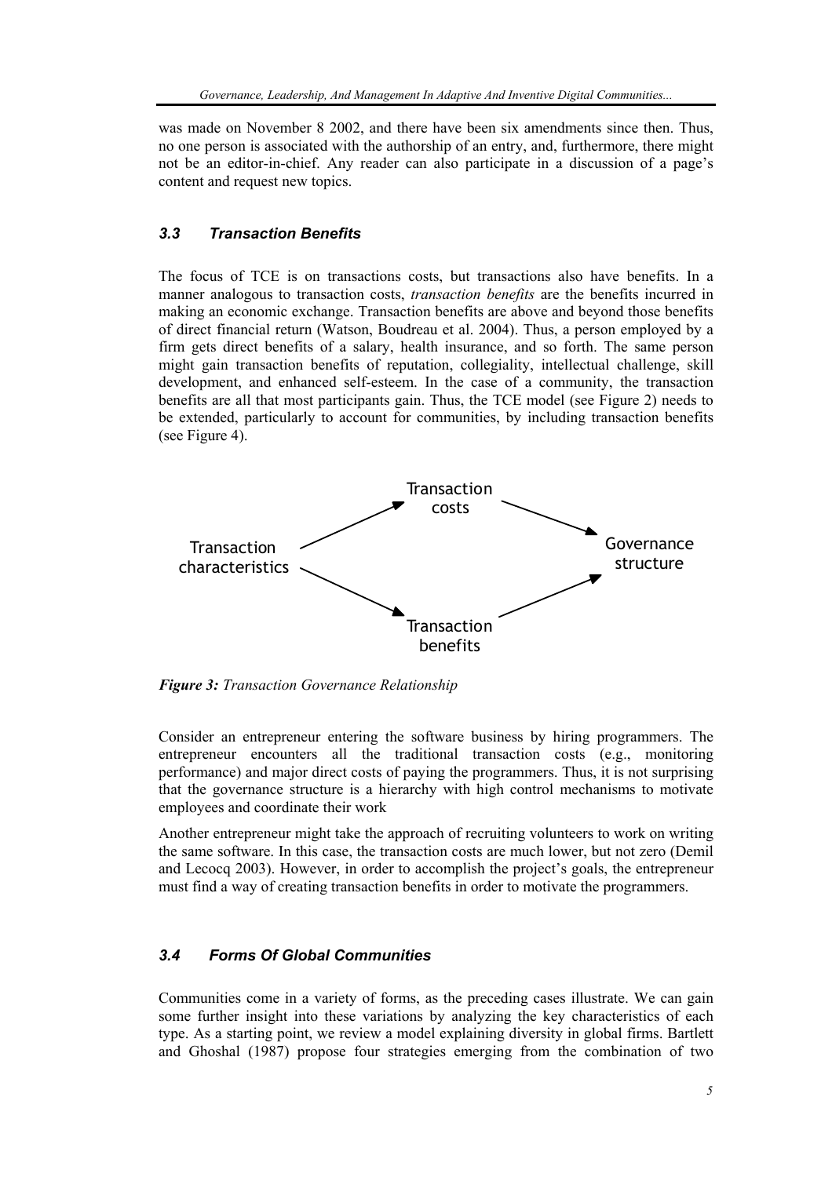was made on November 8 2002, and there have been six amendments since then. Thus, no one person is associated with the authorship of an entry, and, furthermore, there might not be an editor-in-chief. Any reader can also participate in a discussion of a page's content and request new topics.

### *3.3 Transaction Benefits*

The focus of TCE is on transactions costs, but transactions also have benefits. In a manner analogous to transaction costs, *transaction benefits* are the benefits incurred in making an economic exchange. Transaction benefits are above and beyond those benefits of direct financial return (Watson, Boudreau et al. 2004). Thus, a person employed by a firm gets direct benefits of a salary, health insurance, and so forth. The same person might gain transaction benefits of reputation, collegiality, intellectual challenge, skill development, and enhanced self-esteem. In the case of a community, the transaction benefits are all that most participants gain. Thus, the TCE model (see Figure 2) needs to be extended, particularly to account for communities, by including transaction benefits (see Figure 4).

Transaction costs

Transaction characteristics

Governance structure

Transaction benefits

***Figure 3:*** *Transaction Governance Relationship*

Consider an entrepreneur entering the software business by hiring programmers. The entrepreneur encounters all the traditional transaction costs (e.g., monitoring performance) and major direct costs of paying the programmers. Thus, it is not surprising that the governance structure is a hierarchy with high control mechanisms to motivate employees and coordinate their work

Another entrepreneur might take the approach of recruiting volunteers to work on writing the same software. In this case, the transaction costs are much lower, but not zero (Demil and Lecocq 2003). However, in order to accomplish the project's goals, the entrepreneur must find a way of creating transaction benefits in order to motivate the programmers.

### *3.4 Forms Of Global Communities*

Communities come in a variety of forms, as the preceding cases illustrate. We can gain some further insight into these variations by analyzing the key characteristics of each type. As a starting point, we review a model explaining diversity in global firms. Bartlett and Ghoshal (1987) propose four strategies emerging from the combination of two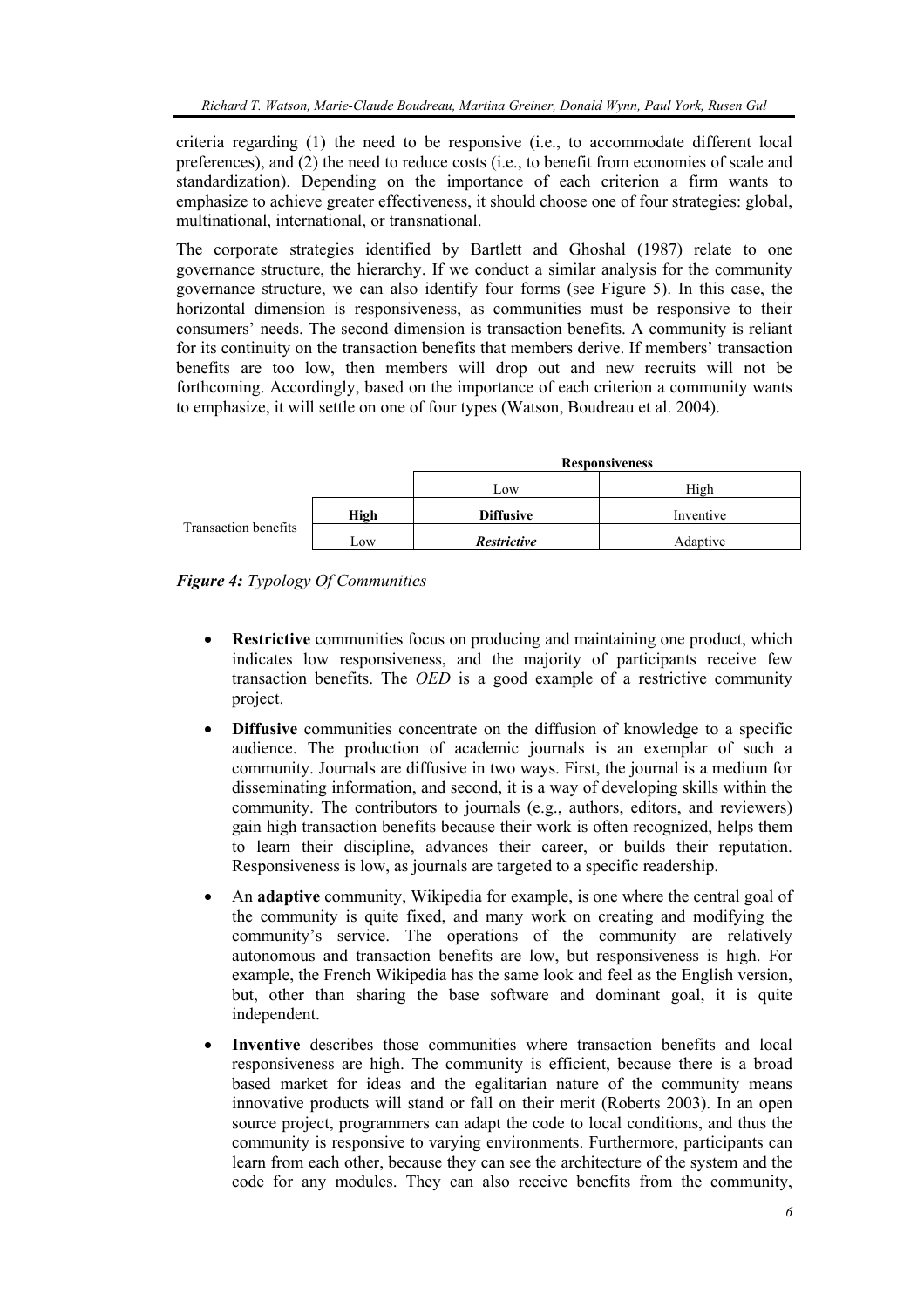criteria regarding (1) the need to be responsive (i.e., to accommodate different local preferences), and (2) the need to reduce costs (i.e., to benefit from economies of scale and standardization). Depending on the importance of each criterion a firm wants to emphasize to achieve greater effectiveness, it should choose one of four strategies: global, multinational, international, or transnational.

The corporate strategies identified by Bartlett and Ghoshal (1987) relate to one governance structure, the hierarchy. If we conduct a similar analysis for the community governance structure, we can also identify four forms (see Figure 5). In this case, the horizontal dimension is responsiveness, as communities must be responsive to their consumers' needs. The second dimension is transaction benefits. A community is reliant for its continuity on the transaction benefits that members derive. If members' transaction benefits are too low, then members will drop out and new recruits will not be forthcoming. Accordingly, based on the importance of each criterion a community wants to emphasize, it will settle on one of four types (Watson, Boudreau et al. 2004).

| | | **Responsiveness** | |
|---|---|---|---|
| | | Low | High |
| Transaction benefits | **High** | **Diffusive** | Inventive |
| | Low | ***Restrictive*** | Adaptive |

***Figure 4:*** *Typology Of Communities*

- **Restrictive** communities focus on producing and maintaining one product, which indicates low responsiveness, and the majority of participants receive few transaction benefits. The *OED* is a good example of a restrictive community project.
- **Diffusive** communities concentrate on the diffusion of knowledge to a specific audience. The production of academic journals is an exemplar of such a community. Journals are diffusive in two ways. First, the journal is a medium for disseminating information, and second, it is a way of developing skills within the community. The contributors to journals (e.g., authors, editors, and reviewers) gain high transaction benefits because their work is often recognized, helps them to learn their discipline, advances their career, or builds their reputation. Responsiveness is low, as journals are targeted to a specific readership.
- An **adaptive** community, Wikipedia for example, is one where the central goal of the community is quite fixed, and many work on creating and modifying the community's service. The operations of the community are relatively autonomous and transaction benefits are low, but responsiveness is high. For example, the French Wikipedia has the same look and feel as the English version, but, other than sharing the base software and dominant goal, it is quite independent.
- **Inventive** describes those communities where transaction benefits and local responsiveness are high. The community is efficient, because there is a broad based market for ideas and the egalitarian nature of the community means innovative products will stand or fall on their merit (Roberts 2003). In an open source project, programmers can adapt the code to local conditions, and thus the community is responsive to varying environments. Furthermore, participants can learn from each other, because they can see the architecture of the system and the code for any modules. They can also receive benefits from the community,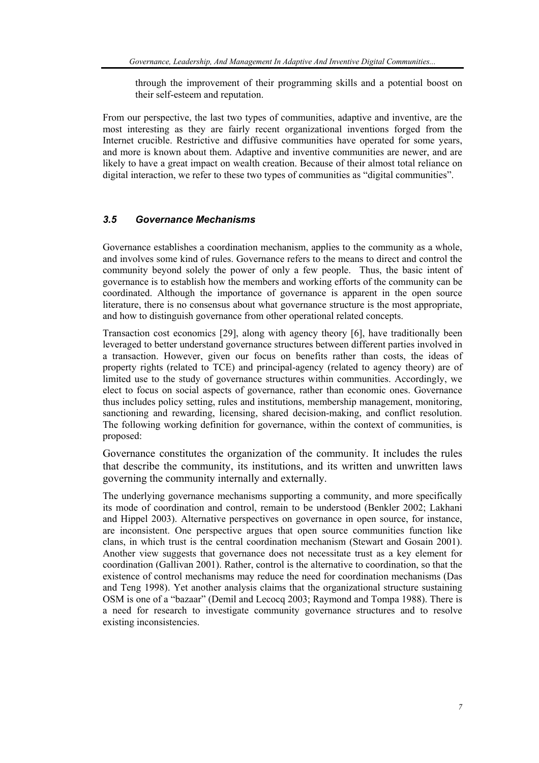through the improvement of their programming skills and a potential boost on their self-esteem and reputation.

From our perspective, the last two types of communities, adaptive and inventive, are the most interesting as they are fairly recent organizational inventions forged from the Internet crucible. Restrictive and diffusive communities have operated for some years, and more is known about them. Adaptive and inventive communities are newer, and are likely to have a great impact on wealth creation. Because of their almost total reliance on digital interaction, we refer to these two types of communities as "digital communities".

### *3.5 Governance Mechanisms*

Governance establishes a coordination mechanism, applies to the community as a whole, and involves some kind of rules. Governance refers to the means to direct and control the community beyond solely the power of only a few people. Thus, the basic intent of governance is to establish how the members and working efforts of the community can be coordinated. Although the importance of governance is apparent in the open source literature, there is no consensus about what governance structure is the most appropriate, and how to distinguish governance from other operational related concepts.

Transaction cost economics [29], along with agency theory [6], have traditionally been leveraged to better understand governance structures between different parties involved in a transaction. However, given our focus on benefits rather than costs, the ideas of property rights (related to TCE) and principal-agency (related to agency theory) are of limited use to the study of governance structures within communities. Accordingly, we elect to focus on social aspects of governance, rather than economic ones. Governance thus includes policy setting, rules and institutions, membership management, monitoring, sanctioning and rewarding, licensing, shared decision-making, and conflict resolution. The following working definition for governance, within the context of communities, is proposed:

Governance constitutes the organization of the community. It includes the rules that describe the community, its institutions, and its written and unwritten laws governing the community internally and externally.

The underlying governance mechanisms supporting a community, and more specifically its mode of coordination and control, remain to be understood (Benkler 2002; Lakhani and Hippel 2003). Alternative perspectives on governance in open source, for instance, are inconsistent. One perspective argues that open source communities function like clans, in which trust is the central coordination mechanism (Stewart and Gosain 2001). Another view suggests that governance does not necessitate trust as a key element for coordination (Gallivan 2001). Rather, control is the alternative to coordination, so that the existence of control mechanisms may reduce the need for coordination mechanisms (Das and Teng 1998). Yet another analysis claims that the organizational structure sustaining OSM is one of a "bazaar" (Demil and Lecocq 2003; Raymond and Tompa 1988). There is a need for research to investigate community governance structures and to resolve existing inconsistencies.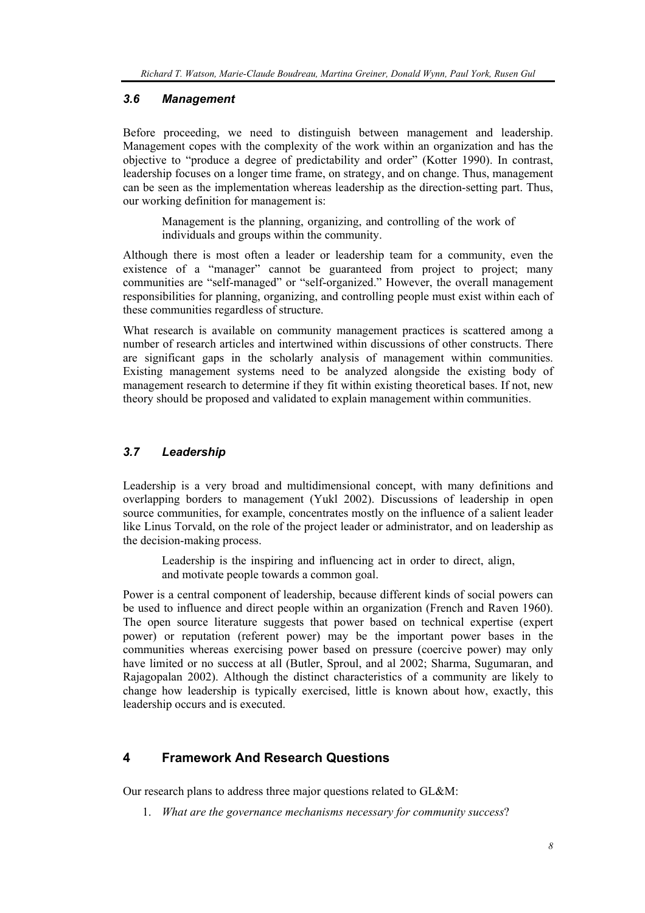### *3.6 Management*

Before proceeding, we need to distinguish between management and leadership. Management copes with the complexity of the work within an organization and has the objective to "produce a degree of predictability and order" (Kotter 1990). In contrast, leadership focuses on a longer time frame, on strategy, and on change. Thus, management can be seen as the implementation whereas leadership as the direction-setting part. Thus, our working definition for management is:

> Management is the planning, organizing, and controlling of the work of individuals and groups within the community.

Although there is most often a leader or leadership team for a community, even the existence of a "manager" cannot be guaranteed from project to project; many communities are "self-managed" or "self-organized." However, the overall management responsibilities for planning, organizing, and controlling people must exist within each of these communities regardless of structure.

What research is available on community management practices is scattered among a number of research articles and intertwined within discussions of other constructs. There are significant gaps in the scholarly analysis of management within communities. Existing management systems need to be analyzed alongside the existing body of management research to determine if they fit within existing theoretical bases. If not, new theory should be proposed and validated to explain management within communities.

### *3.7 Leadership*

Leadership is a very broad and multidimensional concept, with many definitions and overlapping borders to management (Yukl 2002). Discussions of leadership in open source communities, for example, concentrates mostly on the influence of a salient leader like Linus Torvald, on the role of the project leader or administrator, and on leadership as the decision-making process.

> Leadership is the inspiring and influencing act in order to direct, align, and motivate people towards a common goal.

Power is a central component of leadership, because different kinds of social powers can be used to influence and direct people within an organization (French and Raven 1960). The open source literature suggests that power based on technical expertise (expert power) or reputation (referent power) may be the important power bases in the communities whereas exercising power based on pressure (coercive power) may only have limited or no success at all (Butler, Sproul, and al 2002; Sharma, Sugumaran, and Rajagopalan 2002). Although the distinct characteristics of a community are likely to change how leadership is typically exercised, little is known about how, exactly, this leadership occurs and is executed.

## 4 Framework And Research Questions

Our research plans to address three major questions related to GL&M:

1. *What are the governance mechanisms necessary for community success*?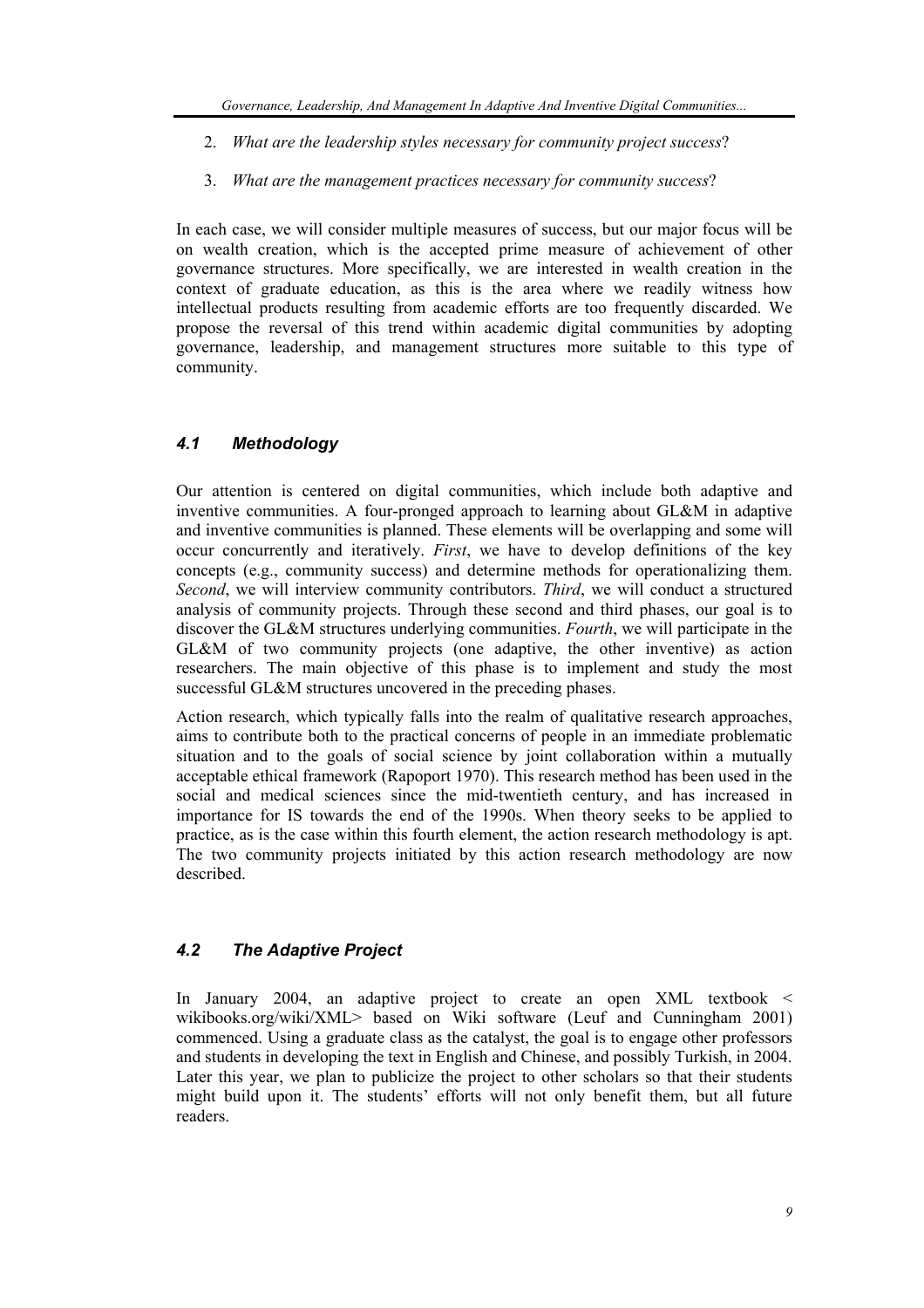2. *What are the leadership styles necessary for community project success*?

3. *What are the management practices necessary for community success*?

In each case, we will consider multiple measures of success, but our major focus will be on wealth creation, which is the accepted prime measure of achievement of other governance structures. More specifically, we are interested in wealth creation in the context of graduate education, as this is the area where we readily witness how intellectual products resulting from academic efforts are too frequently discarded. We propose the reversal of this trend within academic digital communities by adopting governance, leadership, and management structures more suitable to this type of community.

### *4.1 Methodology*

Our attention is centered on digital communities, which include both adaptive and inventive communities. A four-pronged approach to learning about GL&M in adaptive and inventive communities is planned. These elements will be overlapping and some will occur concurrently and iteratively. *First*, we have to develop definitions of the key concepts (e.g., community success) and determine methods for operationalizing them. *Second*, we will interview community contributors. *Third*, we will conduct a structured analysis of community projects. Through these second and third phases, our goal is to discover the GL&M structures underlying communities. *Fourth*, we will participate in the GL&M of two community projects (one adaptive, the other inventive) as action researchers. The main objective of this phase is to implement and study the most successful GL&M structures uncovered in the preceding phases.

Action research, which typically falls into the realm of qualitative research approaches, aims to contribute both to the practical concerns of people in an immediate problematic situation and to the goals of social science by joint collaboration within a mutually acceptable ethical framework (Rapoport 1970). This research method has been used in the social and medical sciences since the mid-twentieth century, and has increased in importance for IS towards the end of the 1990s. When theory seeks to be applied to practice, as is the case within this fourth element, the action research methodology is apt. The two community projects initiated by this action research methodology are now described.

### *4.2 The Adaptive Project*

In January 2004, an adaptive project to create an open XML textbook < wikibooks.org/wiki/XML> based on Wiki software (Leuf and Cunningham 2001) commenced. Using a graduate class as the catalyst, the goal is to engage other professors and students in developing the text in English and Chinese, and possibly Turkish, in 2004. Later this year, we plan to publicize the project to other scholars so that their students might build upon it. The students' efforts will not only benefit them, but all future readers.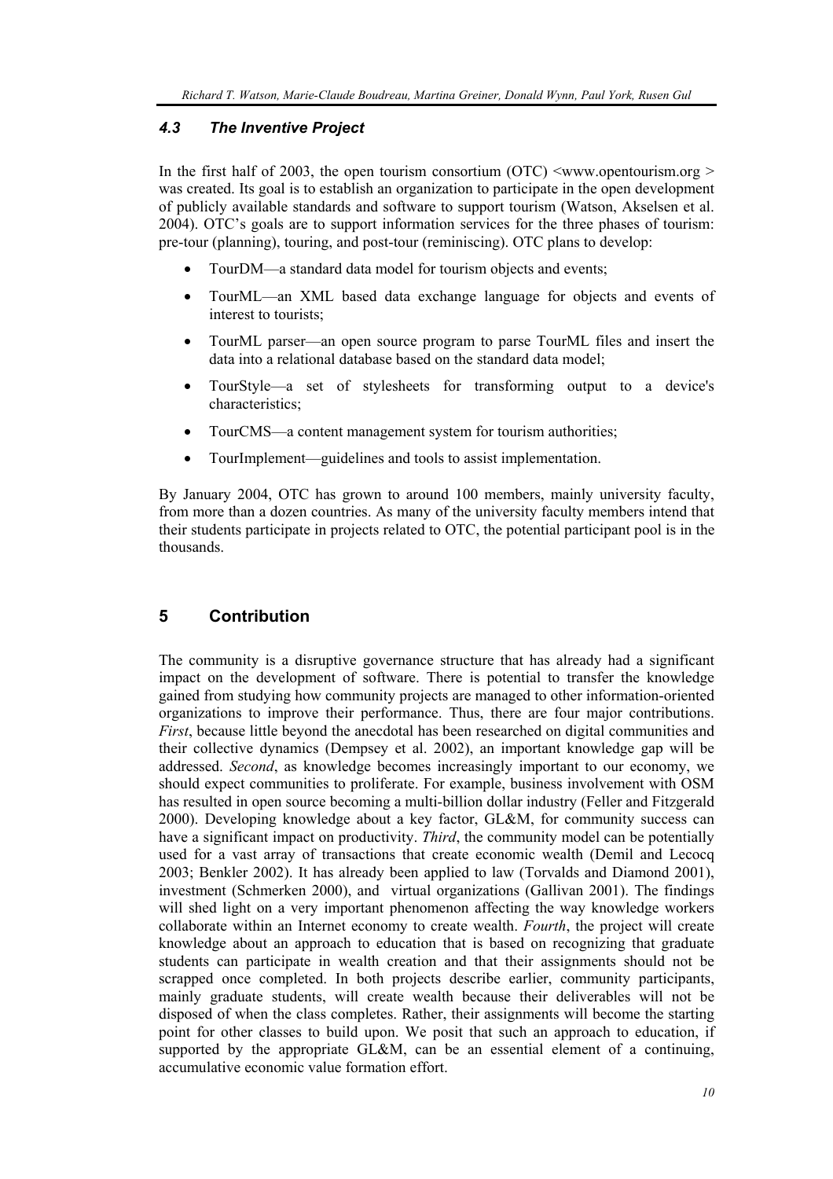### 4.3 The Inventive Project

In the first half of 2003, the open tourism consortium (OTC) <www.opentourism.org > was created. Its goal is to establish an organization to participate in the open development of publicly available standards and software to support tourism (Watson, Akselsen et al. 2004). OTC's goals are to support information services for the three phases of tourism: pre-tour (planning), touring, and post-tour (reminiscing). OTC plans to develop:

- TourDM—a standard data model for tourism objects and events;
- TourML—an XML based data exchange language for objects and events of interest to tourists;
- TourML parser—an open source program to parse TourML files and insert the data into a relational database based on the standard data model;
- TourStyle—a set of stylesheets for transforming output to a device's characteristics;
- TourCMS—a content management system for tourism authorities;
- TourImplement—guidelines and tools to assist implementation.

By January 2004, OTC has grown to around 100 members, mainly university faculty, from more than a dozen countries. As many of the university faculty members intend that their students participate in projects related to OTC, the potential participant pool is in the thousands.

## 5 Contribution

The community is a disruptive governance structure that has already had a significant impact on the development of software. There is potential to transfer the knowledge gained from studying how community projects are managed to other information-oriented organizations to improve their performance. Thus, there are four major contributions. *First*, because little beyond the anecdotal has been researched on digital communities and their collective dynamics (Dempsey et al. 2002), an important knowledge gap will be addressed. *Second*, as knowledge becomes increasingly important to our economy, we should expect communities to proliferate. For example, business involvement with OSM has resulted in open source becoming a multi-billion dollar industry (Feller and Fitzgerald 2000). Developing knowledge about a key factor, GL&M, for community success can have a significant impact on productivity. *Third*, the community model can be potentially used for a vast array of transactions that create economic wealth (Demil and Lecocq 2003; Benkler 2002). It has already been applied to law (Torvalds and Diamond 2001), investment (Schmerken 2000), and virtual organizations (Gallivan 2001). The findings will shed light on a very important phenomenon affecting the way knowledge workers collaborate within an Internet economy to create wealth. *Fourth*, the project will create knowledge about an approach to education that is based on recognizing that graduate students can participate in wealth creation and that their assignments should not be scrapped once completed. In both projects describe earlier, community participants, mainly graduate students, will create wealth because their deliverables will not be disposed of when the class completes. Rather, their assignments will become the starting point for other classes to build upon. We posit that such an approach to education, if supported by the appropriate GL&M, can be an essential element of a continuing, accumulative economic value formation effort.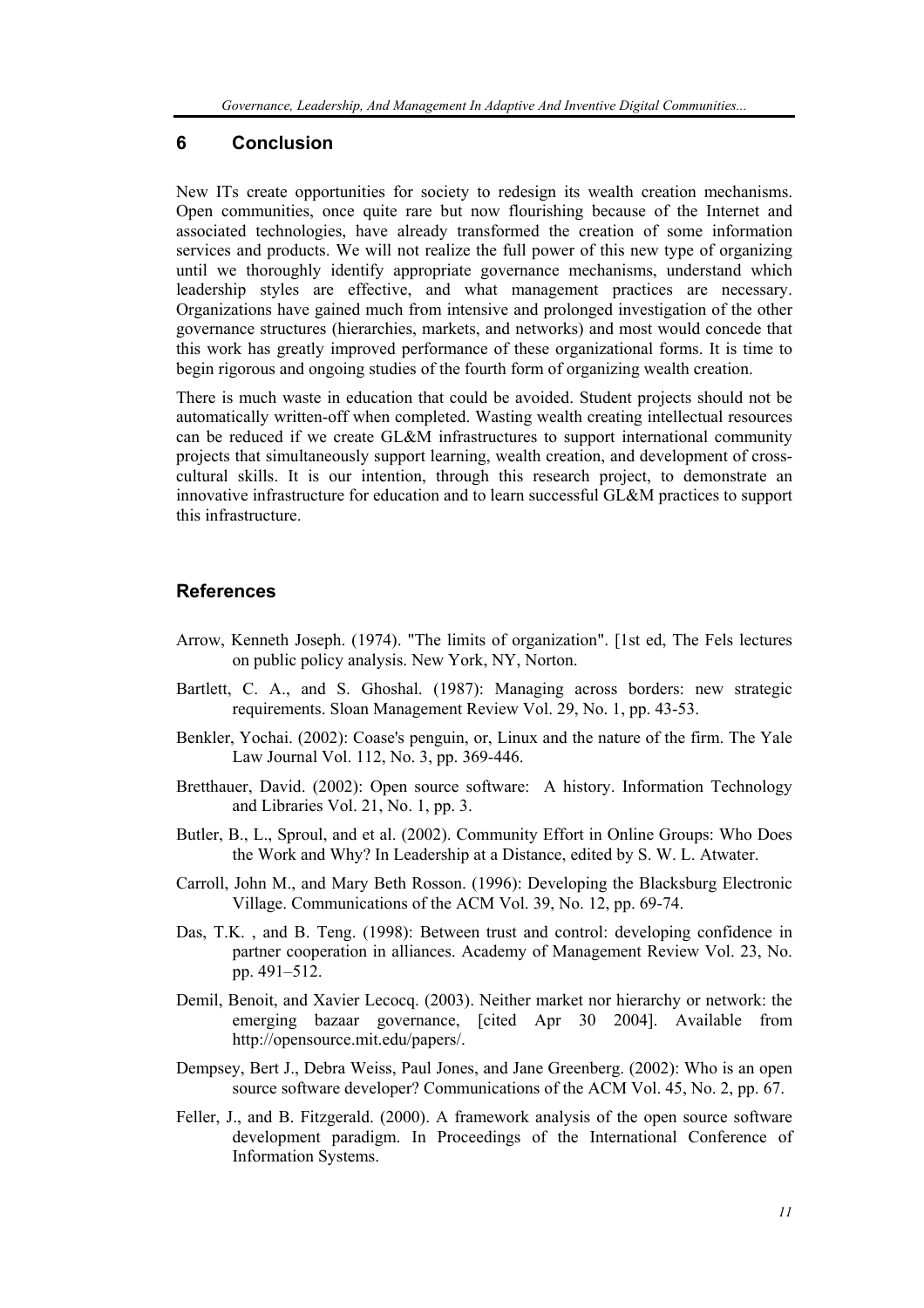## 6 Conclusion

New ITs create opportunities for society to redesign its wealth creation mechanisms. Open communities, once quite rare but now flourishing because of the Internet and associated technologies, have already transformed the creation of some information services and products. We will not realize the full power of this new type of organizing until we thoroughly identify appropriate governance mechanisms, understand which leadership styles are effective, and what management practices are necessary. Organizations have gained much from intensive and prolonged investigation of the other governance structures (hierarchies, markets, and networks) and most would concede that this work has greatly improved performance of these organizational forms. It is time to begin rigorous and ongoing studies of the fourth form of organizing wealth creation.

There is much waste in education that could be avoided. Student projects should not be automatically written-off when completed. Wasting wealth creating intellectual resources can be reduced if we create GL&M infrastructures to support international community projects that simultaneously support learning, wealth creation, and development of cross-cultural skills. It is our intention, through this research project, to demonstrate an innovative infrastructure for education and to learn successful GL&M practices to support this infrastructure.

## References

Arrow, Kenneth Joseph. (1974). "The limits of organization". [1st ed, The Fels lectures on public policy analysis. New York, NY, Norton.

Bartlett, C. A., and S. Ghoshal. (1987): Managing across borders: new strategic requirements. Sloan Management Review Vol. 29, No. 1, pp. 43-53.

Benkler, Yochai. (2002): Coase's penguin, or, Linux and the nature of the firm. The Yale Law Journal Vol. 112, No. 3, pp. 369-446.

Bretthauer, David. (2002): Open source software: A history. Information Technology and Libraries Vol. 21, No. 1, pp. 3.

Butler, B., L., Sproul, and et al. (2002). Community Effort in Online Groups: Who Does the Work and Why? In Leadership at a Distance, edited by S. W. L. Atwater.

Carroll, John M., and Mary Beth Rosson. (1996): Developing the Blacksburg Electronic Village. Communications of the ACM Vol. 39, No. 12, pp. 69-74.

Das, T.K. , and B. Teng. (1998): Between trust and control: developing confidence in partner cooperation in alliances. Academy of Management Review Vol. 23, No. pp. 491–512.

Demil, Benoit, and Xavier Lecocq. (2003). Neither market nor hierarchy or network: the emerging bazaar governance, [cited Apr 30 2004]. Available from http://opensource.mit.edu/papers/.

Dempsey, Bert J., Debra Weiss, Paul Jones, and Jane Greenberg. (2002): Who is an open source software developer? Communications of the ACM Vol. 45, No. 2, pp. 67.

Feller, J., and B. Fitzgerald. (2000). A framework analysis of the open source software development paradigm. In Proceedings of the International Conference of Information Systems.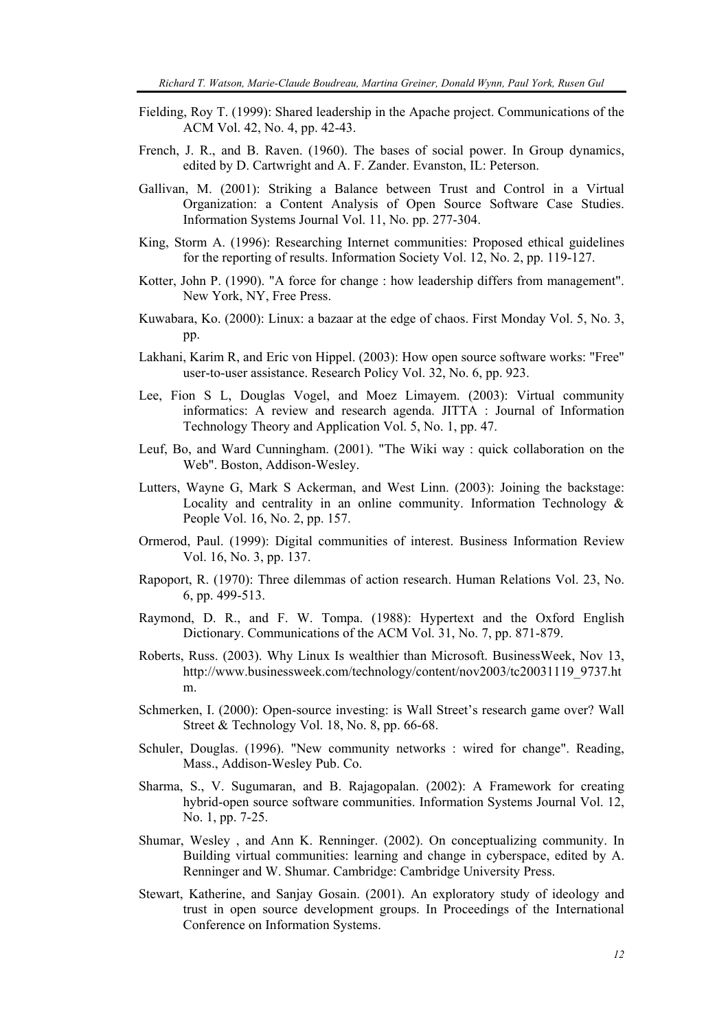Fielding, Roy T. (1999): Shared leadership in the Apache project. Communications of the ACM Vol. 42, No. 4, pp. 42-43.

French, J. R., and B. Raven. (1960). The bases of social power. In Group dynamics, edited by D. Cartwright and A. F. Zander. Evanston, IL: Peterson.

Gallivan, M. (2001): Striking a Balance between Trust and Control in a Virtual Organization: a Content Analysis of Open Source Software Case Studies. Information Systems Journal Vol. 11, No. pp. 277-304.

King, Storm A. (1996): Researching Internet communities: Proposed ethical guidelines for the reporting of results. Information Society Vol. 12, No. 2, pp. 119-127.

Kotter, John P. (1990). "A force for change : how leadership differs from management". New York, NY, Free Press.

Kuwabara, Ko. (2000): Linux: a bazaar at the edge of chaos. First Monday Vol. 5, No. 3, pp.

Lakhani, Karim R, and Eric von Hippel. (2003): How open source software works: "Free" user-to-user assistance. Research Policy Vol. 32, No. 6, pp. 923.

Lee, Fion S L, Douglas Vogel, and Moez Limayem. (2003): Virtual community informatics: A review and research agenda. JITTA : Journal of Information Technology Theory and Application Vol. 5, No. 1, pp. 47.

Leuf, Bo, and Ward Cunningham. (2001). "The Wiki way : quick collaboration on the Web". Boston, Addison-Wesley.

Lutters, Wayne G, Mark S Ackerman, and West Linn. (2003): Joining the backstage: Locality and centrality in an online community. Information Technology & People Vol. 16, No. 2, pp. 157.

Ormerod, Paul. (1999): Digital communities of interest. Business Information Review Vol. 16, No. 3, pp. 137.

Rapoport, R. (1970): Three dilemmas of action research. Human Relations Vol. 23, No. 6, pp. 499-513.

Raymond, D. R., and F. W. Tompa. (1988): Hypertext and the Oxford English Dictionary. Communications of the ACM Vol. 31, No. 7, pp. 871-879.

Roberts, Russ. (2003). Why Linux Is wealthier than Microsoft. BusinessWeek, Nov 13, http://www.businessweek.com/technology/content/nov2003/tc20031119_9737.htm.

Schmerken, I. (2000): Open-source investing: is Wall Street's research game over? Wall Street & Technology Vol. 18, No. 8, pp. 66-68.

Schuler, Douglas. (1996). "New community networks : wired for change". Reading, Mass., Addison-Wesley Pub. Co.

Sharma, S., V. Sugumaran, and B. Rajagopalan. (2002): A Framework for creating hybrid-open source software communities. Information Systems Journal Vol. 12, No. 1, pp. 7-25.

Shumar, Wesley , and Ann K. Renninger. (2002). On conceptualizing community. In Building virtual communities: learning and change in cyberspace, edited by A. Renninger and W. Shumar. Cambridge: Cambridge University Press.

Stewart, Katherine, and Sanjay Gosain. (2001). An exploratory study of ideology and trust in open source development groups. In Proceedings of the International Conference on Information Systems.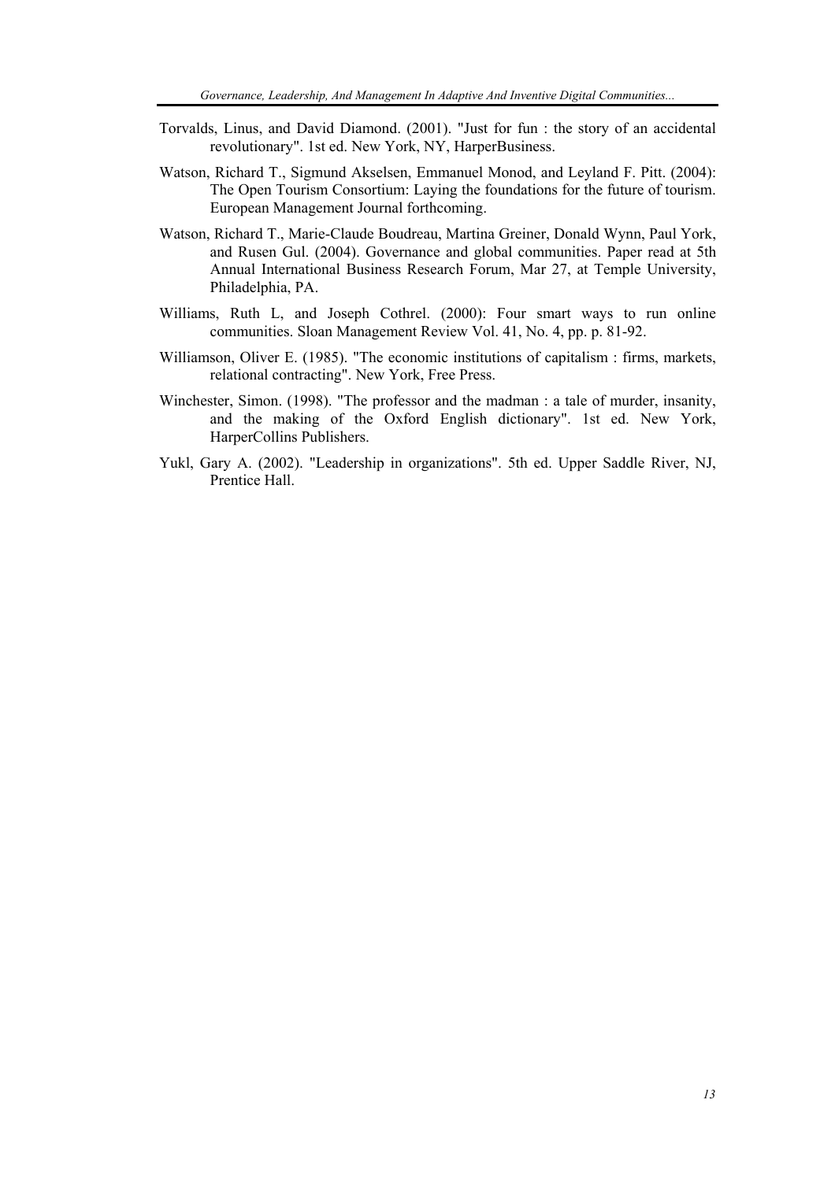Torvalds, Linus, and David Diamond. (2001). "Just for fun : the story of an accidental revolutionary". 1st ed. New York, NY, HarperBusiness.

Watson, Richard T., Sigmund Akselsen, Emmanuel Monod, and Leyland F. Pitt. (2004): The Open Tourism Consortium: Laying the foundations for the future of tourism. European Management Journal forthcoming.

Watson, Richard T., Marie-Claude Boudreau, Martina Greiner, Donald Wynn, Paul York, and Rusen Gul. (2004). Governance and global communities. Paper read at 5th Annual International Business Research Forum, Mar 27, at Temple University, Philadelphia, PA.

Williams, Ruth L, and Joseph Cothrel. (2000): Four smart ways to run online communities. Sloan Management Review Vol. 41, No. 4, pp. p. 81-92.

Williamson, Oliver E. (1985). "The economic institutions of capitalism : firms, markets, relational contracting". New York, Free Press.

Winchester, Simon. (1998). "The professor and the madman : a tale of murder, insanity, and the making of the Oxford English dictionary". 1st ed. New York, HarperCollins Publishers.

Yukl, Gary A. (2002). "Leadership in organizations". 5th ed. Upper Saddle River, NJ, Prentice Hall.